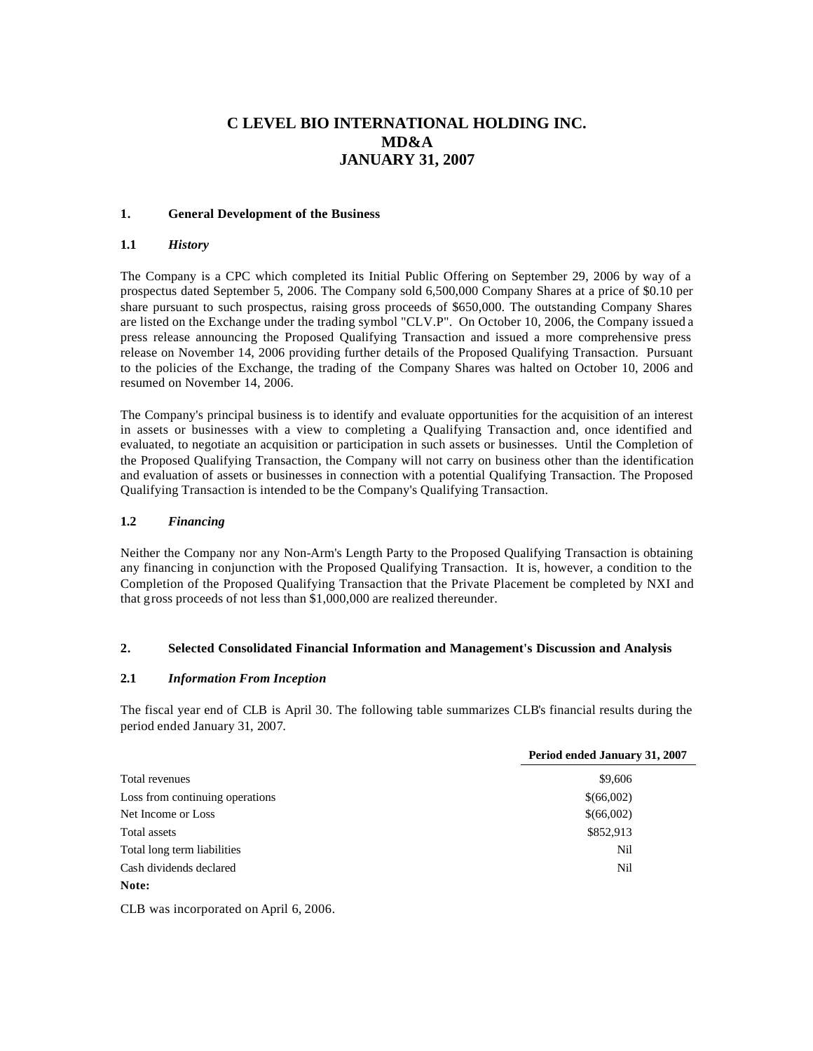# C LEVEL BIO INTERNATIONAL HOLDING INC.
# MD&A
# JANUARY 31, 2007

## 1. General Development of the Business

### 1.1 *History*

The Company is a CPC which completed its Initial Public Offering on September 29, 2006 by way of a prospectus dated September 5, 2006. The Company sold 6,500,000 Company Shares at a price of $0.10 per share pursuant to such prospectus, raising gross proceeds of $650,000. The outstanding Company Shares are listed on the Exchange under the trading symbol "CLV.P". On October 10, 2006, the Company issued a press release announcing the Proposed Qualifying Transaction and issued a more comprehensive press release on November 14, 2006 providing further details of the Proposed Qualifying Transaction. Pursuant to the policies of the Exchange, the trading of the Company Shares was halted on October 10, 2006 and resumed on November 14, 2006.

The Company's principal business is to identify and evaluate opportunities for the acquisition of an interest in assets or businesses with a view to completing a Qualifying Transaction and, once identified and evaluated, to negotiate an acquisition or participation in such assets or businesses. Until the Completion of the Proposed Qualifying Transaction, the Company will not carry on business other than the identification and evaluation of assets or businesses in connection with a potential Qualifying Transaction. The Proposed Qualifying Transaction is intended to be the Company's Qualifying Transaction.

### 1.2 *Financing*

Neither the Company nor any Non-Arm's Length Party to the Proposed Qualifying Transaction is obtaining any financing in conjunction with the Proposed Qualifying Transaction. It is, however, a condition to the Completion of the Proposed Qualifying Transaction that the Private Placement be completed by NXI and that gross proceeds of not less than $1,000,000 are realized thereunder.

## 2. Selected Consolidated Financial Information and Management's Discussion and Analysis

### 2.1 *Information From Inception*

The fiscal year end of CLB is April 30. The following table summarizes CLB's financial results during the period ended January 31, 2007.

| | **Period ended January 31, 2007** |
|---|---|
| Total revenues | $9,606 |
| Loss from continuing operations | $(66,002) |
| Net Income or Loss | $(66,002) |
| Total assets | $852,913 |
| Total long term liabilities | Nil |
| Cash dividends declared | Nil |

**Note:**

CLB was incorporated on April 6, 2006.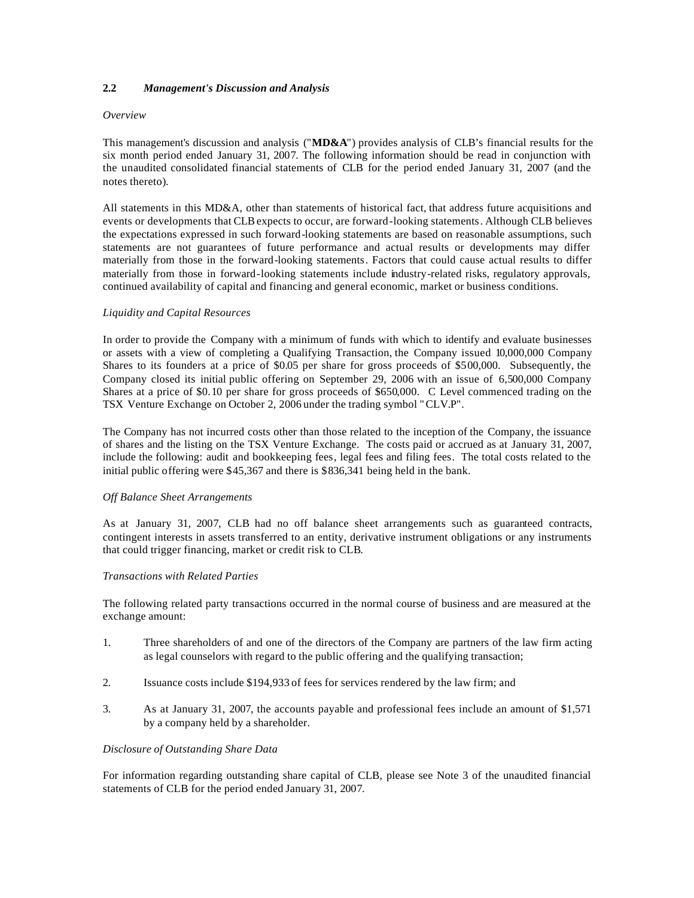## 2.2 *Management's Discussion and Analysis*

*Overview*

This management's discussion and analysis ("**MD&A**") provides analysis of CLB's financial results for the six month period ended January 31, 2007. The following information should be read in conjunction with the unaudited consolidated financial statements of CLB for the period ended January 31, 2007 (and the notes thereto).

All statements in this MD&A, other than statements of historical fact, that address future acquisitions and events or developments that CLB expects to occur, are forward-looking statements. Although CLB believes the expectations expressed in such forward-looking statements are based on reasonable assumptions, such statements are not guarantees of future performance and actual results or developments may differ materially from those in the forward-looking statements. Factors that could cause actual results to differ materially from those in forward-looking statements include industry-related risks, regulatory approvals, continued availability of capital and financing and general economic, market or business conditions.

*Liquidity and Capital Resources*

In order to provide the Company with a minimum of funds with which to identify and evaluate businesses or assets with a view of completing a Qualifying Transaction, the Company issued 10,000,000 Company Shares to its founders at a price of $0.05 per share for gross proceeds of $500,000. Subsequently, the Company closed its initial public offering on September 29, 2006 with an issue of 6,500,000 Company Shares at a price of $0.10 per share for gross proceeds of $650,000. C Level commenced trading on the TSX Venture Exchange on October 2, 2006 under the trading symbol "CLV.P".

The Company has not incurred costs other than those related to the inception of the Company, the issuance of shares and the listing on the TSX Venture Exchange. The costs paid or accrued as at January 31, 2007, include the following: audit and bookkeeping fees, legal fees and filing fees. The total costs related to the initial public offering were $45,367 and there is $836,341 being held in the bank.

*Off Balance Sheet Arrangements*

As at January 31, 2007, CLB had no off balance sheet arrangements such as guaranteed contracts, contingent interests in assets transferred to an entity, derivative instrument obligations or any instruments that could trigger financing, market or credit risk to CLB.

*Transactions with Related Parties*

The following related party transactions occurred in the normal course of business and are measured at the exchange amount:

1. Three shareholders of and one of the directors of the Company are partners of the law firm acting as legal counselors with regard to the public offering and the qualifying transaction;

2. Issuance costs include $194,933 of fees for services rendered by the law firm; and

3. As at January 31, 2007, the accounts payable and professional fees include an amount of $1,571 by a company held by a shareholder.

*Disclosure of Outstanding Share Data*

For information regarding outstanding share capital of CLB, please see Note 3 of the unaudited financial statements of CLB for the period ended January 31, 2007.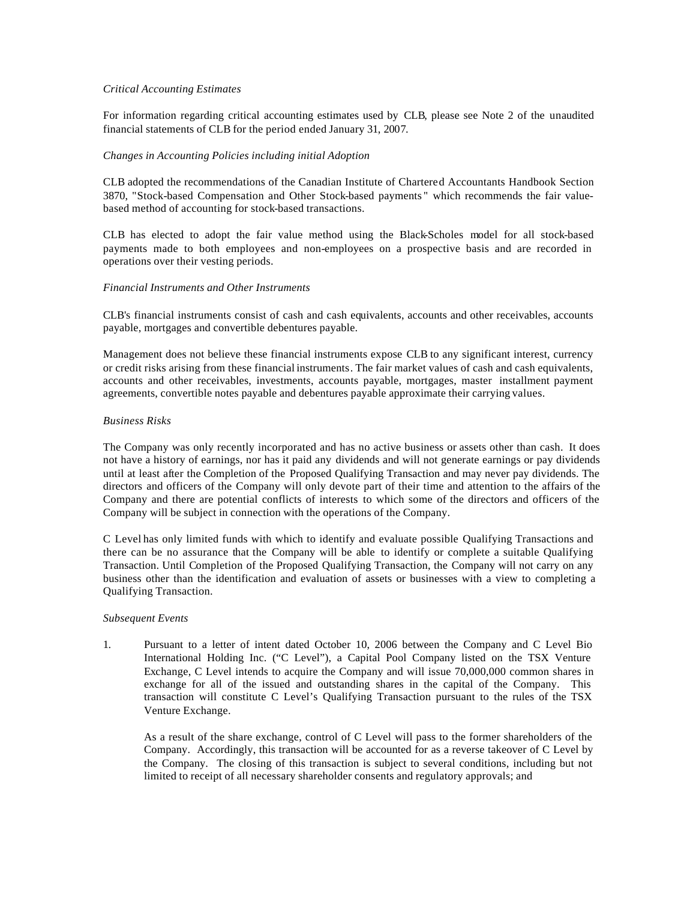*Critical Accounting Estimates*

For information regarding critical accounting estimates used by CLB, please see Note 2 of the unaudited financial statements of CLB for the period ended January 31, 2007.

*Changes in Accounting Policies including initial Adoption*

CLB adopted the recommendations of the Canadian Institute of Chartered Accountants Handbook Section 3870, "Stock-based Compensation and Other Stock-based payments" which recommends the fair value-based method of accounting for stock-based transactions.

CLB has elected to adopt the fair value method using the Black-Scholes model for all stock-based payments made to both employees and non-employees on a prospective basis and are recorded in operations over their vesting periods.

*Financial Instruments and Other Instruments*

CLB's financial instruments consist of cash and cash equivalents, accounts and other receivables, accounts payable, mortgages and convertible debentures payable.

Management does not believe these financial instruments expose CLB to any significant interest, currency or credit risks arising from these financial instruments. The fair market values of cash and cash equivalents, accounts and other receivables, investments, accounts payable, mortgages, master installment payment agreements, convertible notes payable and debentures payable approximate their carrying values.

*Business Risks*

The Company was only recently incorporated and has no active business or assets other than cash. It does not have a history of earnings, nor has it paid any dividends and will not generate earnings or pay dividends until at least after the Completion of the Proposed Qualifying Transaction and may never pay dividends. The directors and officers of the Company will only devote part of their time and attention to the affairs of the Company and there are potential conflicts of interests to which some of the directors and officers of the Company will be subject in connection with the operations of the Company.

C Level has only limited funds with which to identify and evaluate possible Qualifying Transactions and there can be no assurance that the Company will be able to identify or complete a suitable Qualifying Transaction. Until Completion of the Proposed Qualifying Transaction, the Company will not carry on any business other than the identification and evaluation of assets or businesses with a view to completing a Qualifying Transaction.

*Subsequent Events*

1. Pursuant to a letter of intent dated October 10, 2006 between the Company and C Level Bio International Holding Inc. ("C Level"), a Capital Pool Company listed on the TSX Venture Exchange, C Level intends to acquire the Company and will issue 70,000,000 common shares in exchange for all of the issued and outstanding shares in the capital of the Company. This transaction will constitute C Level's Qualifying Transaction pursuant to the rules of the TSX Venture Exchange.

   As a result of the share exchange, control of C Level will pass to the former shareholders of the Company. Accordingly, this transaction will be accounted for as a reverse takeover of C Level by the Company. The closing of this transaction is subject to several conditions, including but not limited to receipt of all necessary shareholder consents and regulatory approvals; and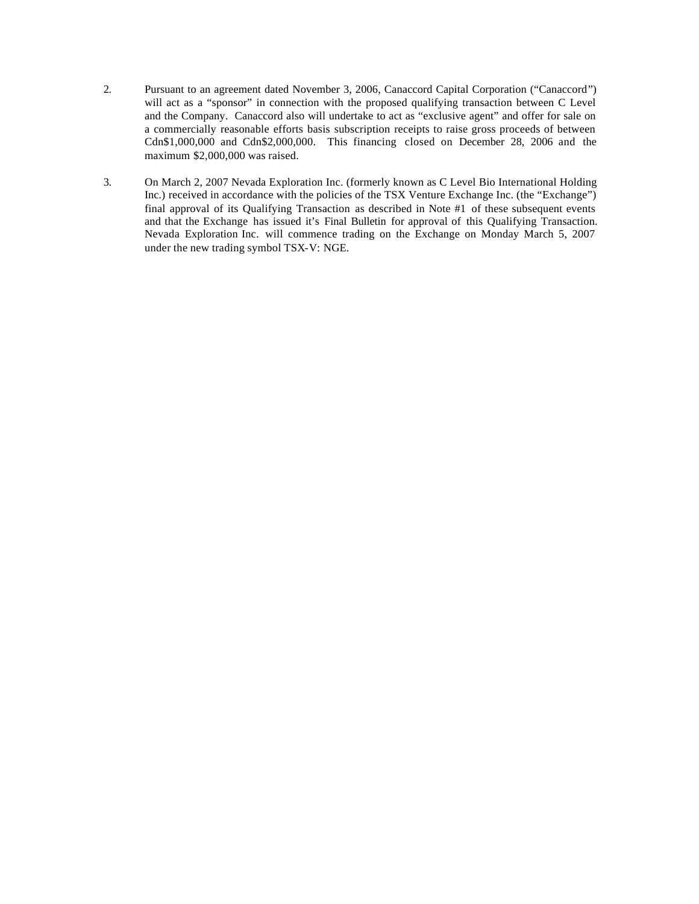2. Pursuant to an agreement dated November 3, 2006, Canaccord Capital Corporation ("Canaccord") will act as a "sponsor" in connection with the proposed qualifying transaction between C Level and the Company. Canaccord also will undertake to act as "exclusive agent" and offer for sale on a commercially reasonable efforts basis subscription receipts to raise gross proceeds of between Cdn$1,000,000 and Cdn$2,000,000. This financing closed on December 28, 2006 and the maximum $2,000,000 was raised.

3. On March 2, 2007 Nevada Exploration Inc. (formerly known as C Level Bio International Holding Inc.) received in accordance with the policies of the TSX Venture Exchange Inc. (the "Exchange") final approval of its Qualifying Transaction as described in Note #1 of these subsequent events and that the Exchange has issued it's Final Bulletin for approval of this Qualifying Transaction. Nevada Exploration Inc. will commence trading on the Exchange on Monday March 5, 2007 under the new trading symbol TSX-V: NGE.